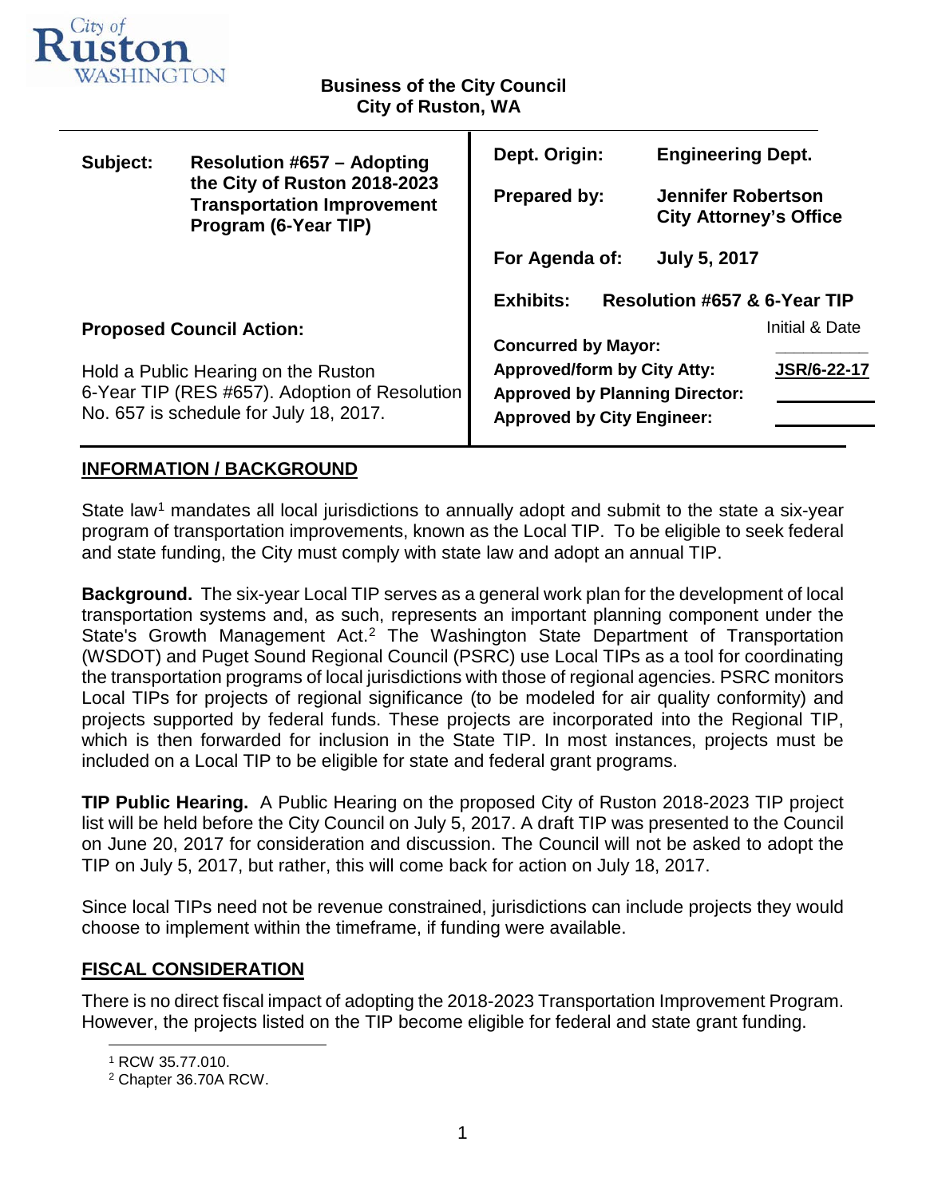City of Ruston WASHINGTON

**Business of the City Council**
**City of Ruston, WA**

| | | | |
|---|---|---|---|
| **Subject:** | **Resolution #657 – Adopting the City of Ruston 2018-2023 Transportation Improvement Program (6-Year TIP)** | **Dept. Origin:** | **Engineering Dept.** |
| | | **Prepared by:** | **Jennifer Robertson City Attorney's Office** |
| | | **For Agenda of:** | **July 5, 2017** |
| | | **Exhibits:** | **Resolution #657 & 6-Year TIP** |
| **Proposed Council Action:** | | | Initial & Date |
| Hold a Public Hearing on the Ruston 6-Year TIP (RES #657). Adoption of Resolution No. 657 is schedule for July 18, 2017. | | **Concurred by Mayor:** | |
| | | **Approved/form by City Atty:** | **JSR/6-22-17** |
| | | **Approved by Planning Director:** | |
| | | **Approved by City Engineer:** | |

## INFORMATION / BACKGROUND

State law[1] mandates all local jurisdictions to annually adopt and submit to the state a six-year program of transportation improvements, known as the Local TIP. To be eligible to seek federal and state funding, the City must comply with state law and adopt an annual TIP.

**Background.** The six-year Local TIP serves as a general work plan for the development of local transportation systems and, as such, represents an important planning component under the State's Growth Management Act.[2] The Washington State Department of Transportation (WSDOT) and Puget Sound Regional Council (PSRC) use Local TIPs as a tool for coordinating the transportation programs of local jurisdictions with those of regional agencies. PSRC monitors Local TIPs for projects of regional significance (to be modeled for air quality conformity) and projects supported by federal funds. These projects are incorporated into the Regional TIP, which is then forwarded for inclusion in the State TIP. In most instances, projects must be included on a Local TIP to be eligible for state and federal grant programs.

**TIP Public Hearing.** A Public Hearing on the proposed City of Ruston 2018-2023 TIP project list will be held before the City Council on July 5, 2017. A draft TIP was presented to the Council on June 20, 2017 for consideration and discussion. The Council will not be asked to adopt the TIP on July 5, 2017, but rather, this will come back for action on July 18, 2017.

Since local TIPs need not be revenue constrained, jurisdictions can include projects they would choose to implement within the timeframe, if funding were available.

## FISCAL CONSIDERATION

There is no direct fiscal impact of adopting the 2018-2023 Transportation Improvement Program. However, the projects listed on the TIP become eligible for federal and state grant funding.

[1] RCW 35.77.010.
[2] Chapter 36.70A RCW.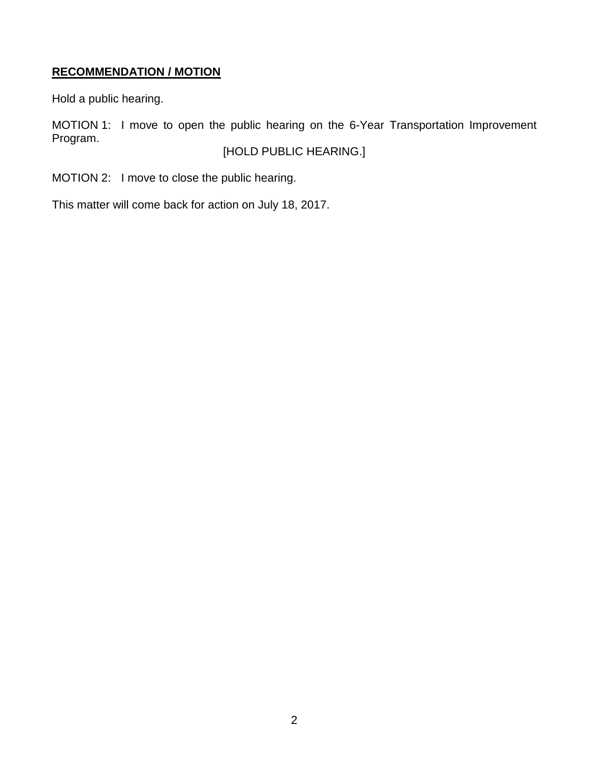**RECOMMENDATION / MOTION**

Hold a public hearing.

MOTION 1: I move to open the public hearing on the 6-Year Transportation Improvement Program.

[HOLD PUBLIC HEARING.]

MOTION 2: I move to close the public hearing.

This matter will come back for action on July 18, 2017.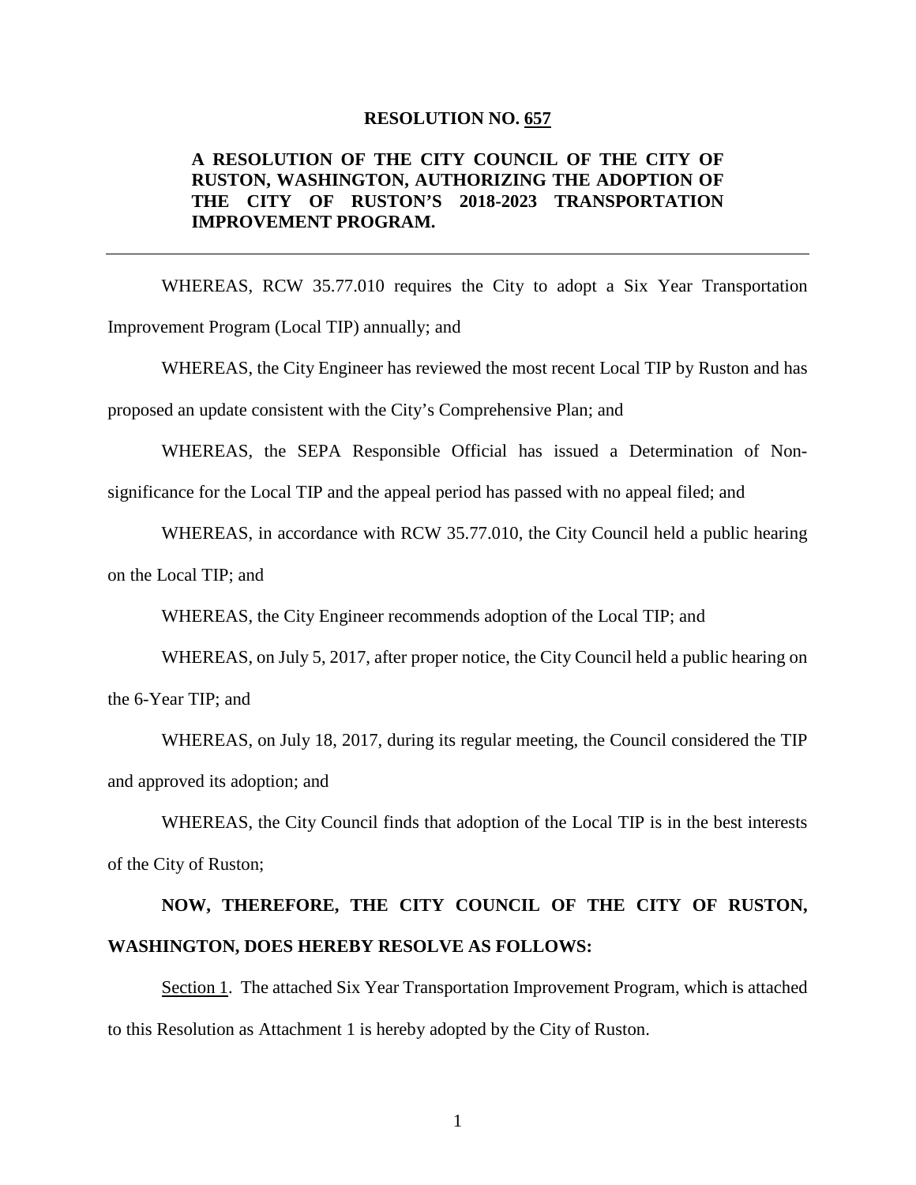**RESOLUTION NO. 657**

**A RESOLUTION OF THE CITY COUNCIL OF THE CITY OF RUSTON, WASHINGTON, AUTHORIZING THE ADOPTION OF THE CITY OF RUSTON'S 2018-2023 TRANSPORTATION IMPROVEMENT PROGRAM.**

---

WHEREAS, RCW 35.77.010 requires the City to adopt a Six Year Transportation Improvement Program (Local TIP) annually; and

WHEREAS, the City Engineer has reviewed the most recent Local TIP by Ruston and has proposed an update consistent with the City's Comprehensive Plan; and

WHEREAS, the SEPA Responsible Official has issued a Determination of Non-significance for the Local TIP and the appeal period has passed with no appeal filed; and

WHEREAS, in accordance with RCW 35.77.010, the City Council held a public hearing on the Local TIP; and

WHEREAS, the City Engineer recommends adoption of the Local TIP; and

WHEREAS, on July 5, 2017, after proper notice, the City Council held a public hearing on the 6-Year TIP; and

WHEREAS, on July 18, 2017, during its regular meeting, the Council considered the TIP and approved its adoption; and

WHEREAS, the City Council finds that adoption of the Local TIP is in the best interests of the City of Ruston;

**NOW, THEREFORE, THE CITY COUNCIL OF THE CITY OF RUSTON, WASHINGTON, DOES HEREBY RESOLVE AS FOLLOWS:**

Section 1. The attached Six Year Transportation Improvement Program, which is attached to this Resolution as Attachment 1 is hereby adopted by the City of Ruston.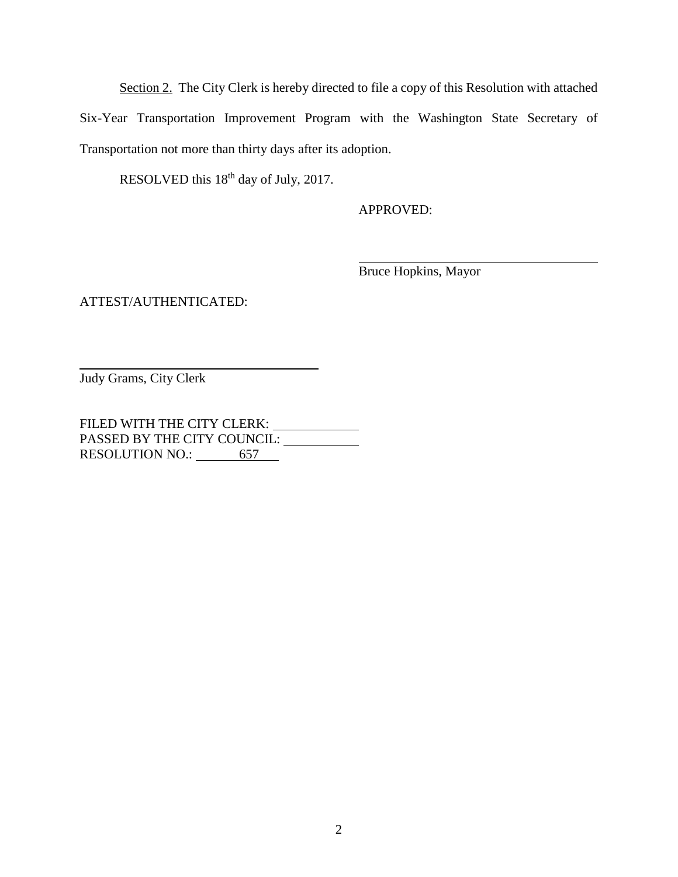Section 2. The City Clerk is hereby directed to file a copy of this Resolution with attached Six-Year Transportation Improvement Program with the Washington State Secretary of Transportation not more than thirty days after its adoption.

RESOLVED this 18th day of July, 2017.

APPROVED:

\_\_\_\_\_\_\_\_\_\_\_\_\_\_\_\_\_\_\_\_\_\_\_\_\_\_\_\_\_\_\_\_
Bruce Hopkins, Mayor

ATTEST/AUTHENTICATED:

\_\_\_\_\_\_\_\_\_\_\_\_\_\_\_\_\_\_\_\_\_\_\_\_\_\_\_\_\_\_\_\_
Judy Grams, City Clerk

FILED WITH THE CITY CLERK: \_\_\_\_\_\_\_\_\_\_\_\_
PASSED BY THE CITY COUNCIL: \_\_\_\_\_\_\_\_\_\_\_\_
RESOLUTION NO.: 657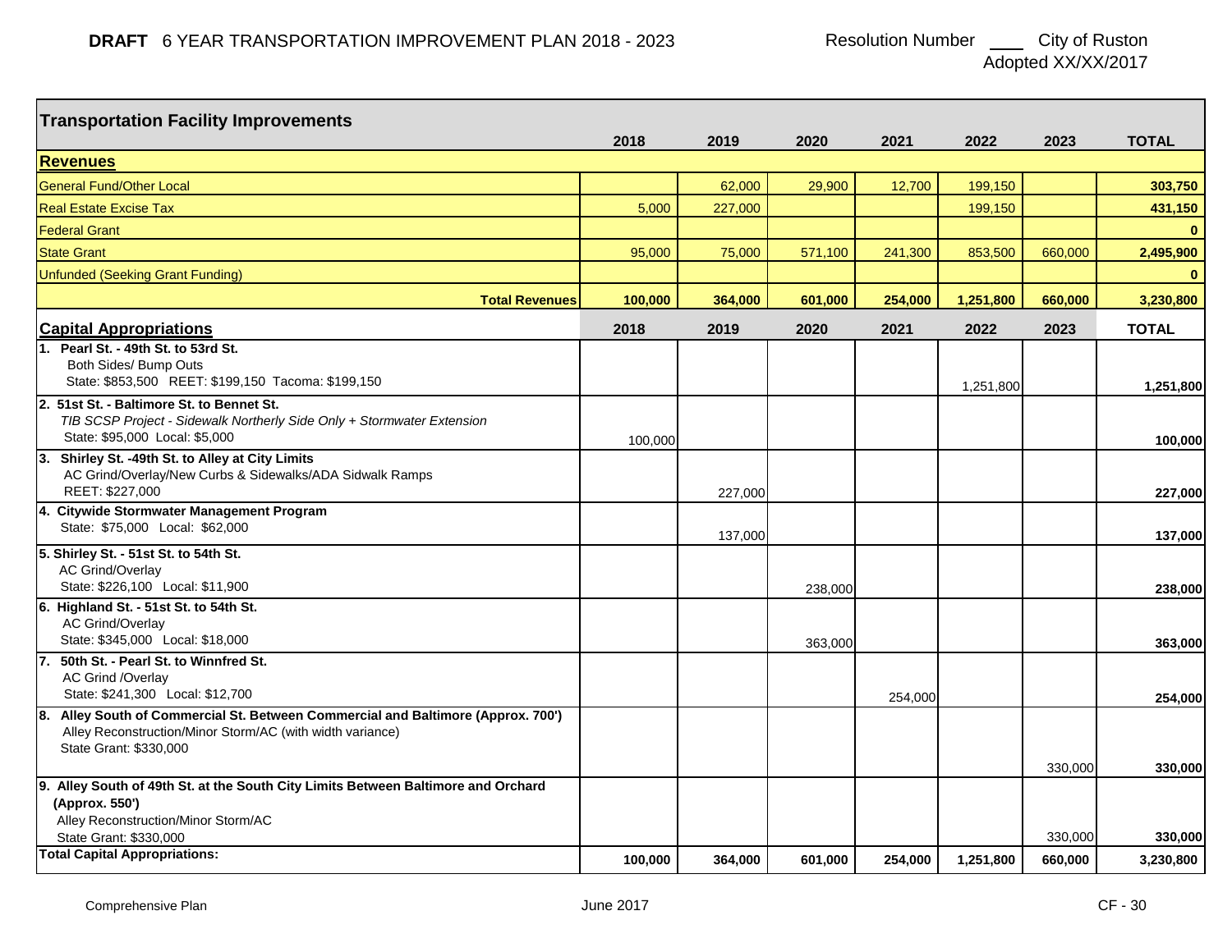**DRAFT** 6 YEAR TRANSPORTATION IMPROVEMENT PLAN 2018 - 2023

Resolution Number ___ City of Ruston
Adopted XX/XX/2017

| Transportation Facility Improvements | 2018 | 2019 | 2020 | 2021 | 2022 | 2023 | TOTAL |
|---|---|---|---|---|---|---|---|
| **Revenues** | | | | | | | |
| General Fund/Other Local | | 62,000 | 29,900 | 12,700 | 199,150 | | **303,750** |
| Real Estate Excise Tax | 5,000 | 227,000 | | | 199,150 | | **431,150** |
| Federal Grant | | | | | | | **0** |
| State Grant | 95,000 | 75,000 | 571,100 | 241,300 | 853,500 | 660,000 | **2,495,900** |
| Unfunded (Seeking Grant Funding) | | | | | | | **0** |
| **Total Revenues** | **100,000** | **364,000** | **601,000** | **254,000** | **1,251,800** | **660,000** | **3,230,800** |
| **Capital Appropriations** | **2018** | **2019** | **2020** | **2021** | **2022** | **2023** | **TOTAL** |
| **1. Pearl St. - 49th St. to 53rd St.** Both Sides/ Bump Outs State: $853,500 REET: $199,150 Tacoma: $199,150 | | | | | 1,251,800 | | **1,251,800** |
| **2. 51st St. - Baltimore St. to Bennet St.** *TIB SCSP Project - Sidewalk Northerly Side Only + Stormwater Extension* State: $95,000 Local: $5,000 | 100,000 | | | | | | **100,000** |
| **3. Shirley St. -49th St. to Alley at City Limits** AC Grind/Overlay/New Curbs & Sidewalks/ADA Sidwalk Ramps REET: $227,000 | | 227,000 | | | | | **227,000** |
| **4. Citywide Stormwater Management Program** State: $75,000 Local: $62,000 | | 137,000 | | | | | **137,000** |
| **5. Shirley St. - 51st St. to 54th St.** AC Grind/Overlay State: $226,100 Local: $11,900 | | | 238,000 | | | | **238,000** |
| **6. Highland St. - 51st St. to 54th St.** AC Grind/Overlay State: $345,000 Local: $18,000 | | | 363,000 | | | | **363,000** |
| **7. 50th St. - Pearl St. to Winnfred St.** AC Grind /Overlay State: $241,300 Local: $12,700 | | | | 254,000 | | | **254,000** |
| **8. Alley South of Commercial St. Between Commercial and Baltimore (Approx. 700')** Alley Reconstruction/Minor Storm/AC (with width variance) State Grant: $330,000 | | | | | | 330,000 | **330,000** |
| **9. Alley South of 49th St. at the South City Limits Between Baltimore and Orchard (Approx. 550')** Alley Reconstruction/Minor Storm/AC State Grant: $330,000 | | | | | | 330,000 | **330,000** |
| **Total Capital Appropriations:** | **100,000** | **364,000** | **601,000** | **254,000** | **1,251,800** | **660,000** | **3,230,800** |